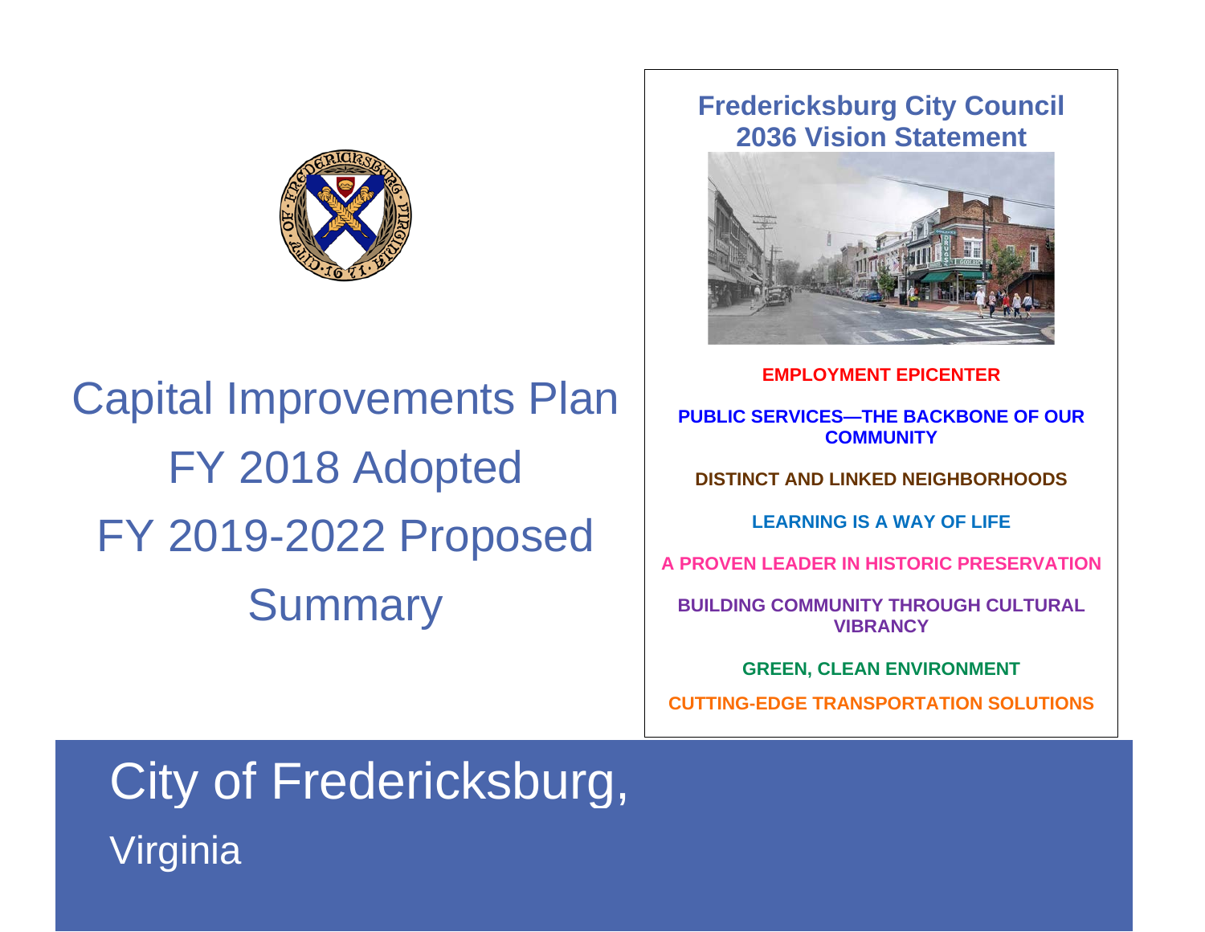# Capital Improvements Plan

# FY 2018 Adopted

# FY 2019-2022 Proposed

# Summary

## Fredericksburg City Council 2036 Vision Statement

**EMPLOYMENT EPICENTER**

**PUBLIC SERVICES—THE BACKBONE OF OUR COMMUNITY**

**DISTINCT AND LINKED NEIGHBORHOODS**

**LEARNING IS A WAY OF LIFE**

**A PROVEN LEADER IN HISTORIC PRESERVATION**

**BUILDING COMMUNITY THROUGH CULTURAL VIBRANCY**

**GREEN, CLEAN ENVIRONMENT**

**CUTTING-EDGE TRANSPORTATION SOLUTIONS**

City of Fredericksburg,

Virginia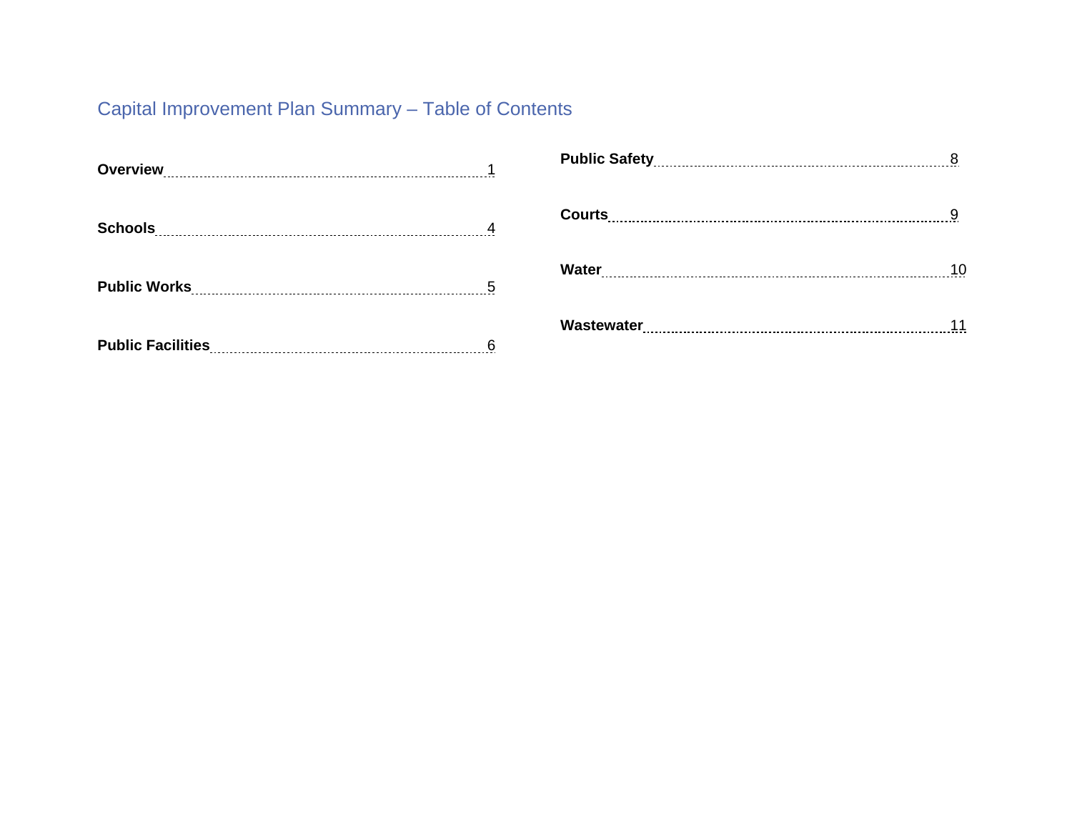# Capital Improvement Plan Summary – Table of Contents

**Overview** .......... 1

**Schools** .......... 4

**Public Works** .......... 5

**Public Facilities** .......... 6

**Public Safety** .......... 8

**Courts** .......... 9

**Water** .......... 10

**Wastewater** .......... 11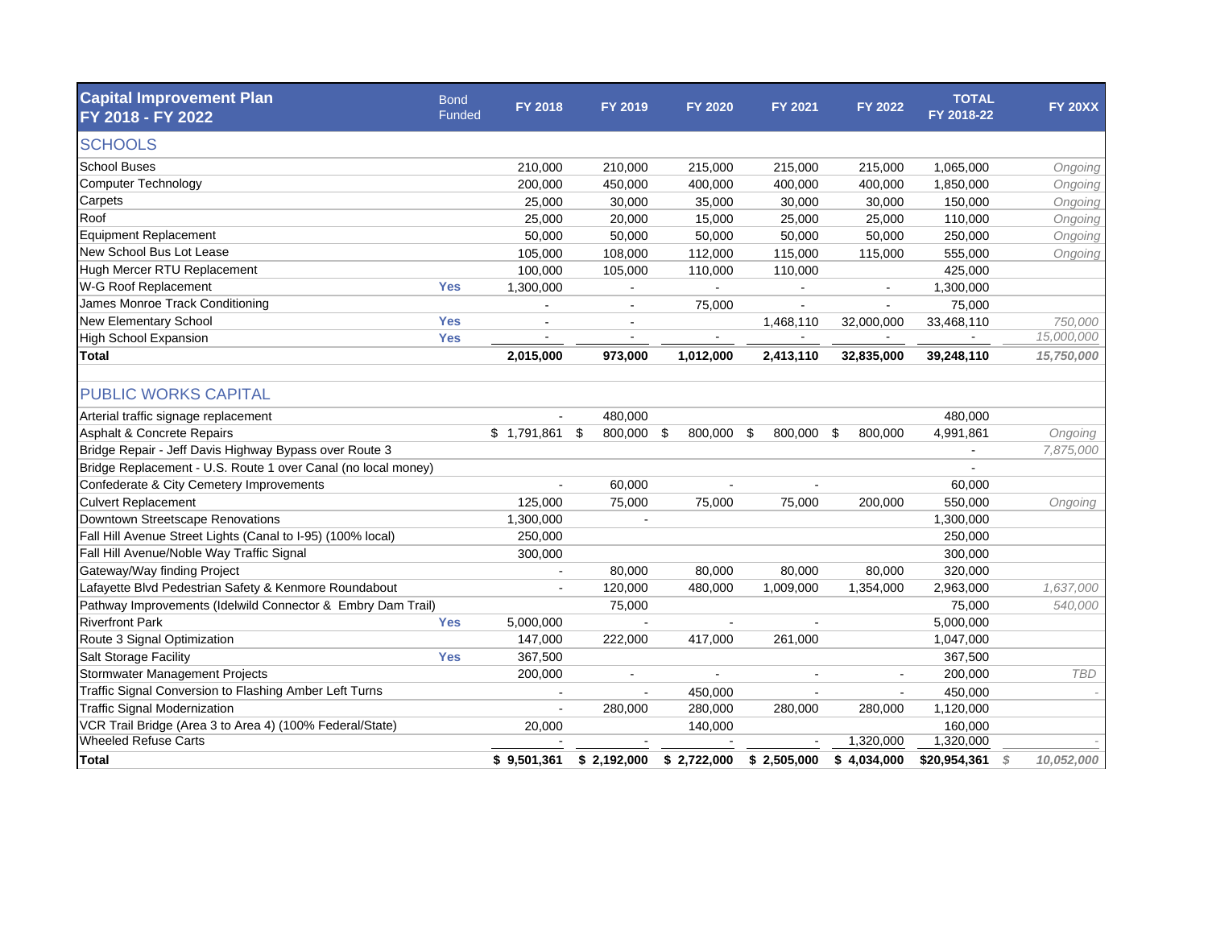| Capital Improvement Plan FY 2018 - FY 2022 | Bond Funded | FY 2018 | FY 2019 | FY 2020 | FY 2021 | FY 2022 | TOTAL FY 2018-22 | FY 20XX |
|---|---|---|---|---|---|---|---|---|
| **SCHOOLS** | | | | | | | | |
| School Buses | | 210,000 | 210,000 | 215,000 | 215,000 | 215,000 | 1,065,000 | *Ongoing* |
| Computer Technology | | 200,000 | 450,000 | 400,000 | 400,000 | 400,000 | 1,850,000 | *Ongoing* |
| Carpets | | 25,000 | 30,000 | 35,000 | 30,000 | 30,000 | 150,000 | *Ongoing* |
| Roof | | 25,000 | 20,000 | 15,000 | 25,000 | 25,000 | 110,000 | *Ongoing* |
| Equipment Replacement | | 50,000 | 50,000 | 50,000 | 50,000 | 50,000 | 250,000 | *Ongoing* |
| New School Bus Lot Lease | | 105,000 | 108,000 | 112,000 | 115,000 | 115,000 | 555,000 | *Ongoing* |
| Hugh Mercer RTU Replacement | | 100,000 | 105,000 | 110,000 | 110,000 | | 425,000 | |
| W-G Roof Replacement | **Yes** | 1,300,000 | - | - | - | - | 1,300,000 | |
| James Monroe Track Conditioning | | - | - | 75,000 | - | - | 75,000 | |
| New Elementary School | **Yes** | - | - | | 1,468,110 | 32,000,000 | 33,468,110 | *750,000* |
| High School Expansion | **Yes** | - | - | - | - | - | - | *15,000,000* |
| **Total** | | **2,015,000** | **973,000** | **1,012,000** | **2,413,110** | **32,835,000** | **39,248,110** | ***15,750,000*** |
| | | | | | | | | |
| **PUBLIC WORKS CAPITAL** | | | | | | | | |
| Arterial traffic signage replacement | | - | 480,000 | | | | 480,000 | |
| Asphalt & Concrete Repairs | | $ 1,791,861 | $ 800,000 | $ 800,000 | $ 800,000 | $ 800,000 | 4,991,861 | *Ongoing* |
| Bridge Repair - Jeff Davis Highway Bypass over Route 3 | | | | | | | - | *7,875,000* |
| Bridge Replacement - U.S. Route 1 over Canal (no local money) | | | | | | | - | |
| Confederate & City Cemetery Improvements | | - | 60,000 | - | - | | 60,000 | |
| Culvert Replacement | | 125,000 | 75,000 | 75,000 | 75,000 | 200,000 | 550,000 | *Ongoing* |
| Downtown Streetscape Renovations | | 1,300,000 | - | | | | 1,300,000 | |
| Fall Hill Avenue Street Lights (Canal to I-95) (100% local) | | 250,000 | | | | | 250,000 | |
| Fall Hill Avenue/Noble Way Traffic Signal | | 300,000 | | | | | 300,000 | |
| Gateway/Way finding Project | | - | 80,000 | 80,000 | 80,000 | 80,000 | 320,000 | |
| Lafayette Blvd Pedestrian Safety & Kenmore Roundabout | | - | 120,000 | 480,000 | 1,009,000 | 1,354,000 | 2,963,000 | *1,637,000* |
| Pathway Improvements (Idelwild Connector & Embry Dam Trail) | | | 75,000 | | | | 75,000 | *540,000* |
| Riverfront Park | **Yes** | 5,000,000 | - | - | - | | 5,000,000 | |
| Route 3 Signal Optimization | | 147,000 | 222,000 | 417,000 | 261,000 | | 1,047,000 | |
| Salt Storage Facility | **Yes** | 367,500 | | | | | 367,500 | |
| Stormwater Management Projects | | 200,000 | - | - | - | - | 200,000 | *TBD* |
| Traffic Signal Conversion to Flashing Amber Left Turns | | - | - | 450,000 | - | - | 450,000 | - |
| Traffic Signal Modernization | | - | 280,000 | 280,000 | 280,000 | 280,000 | 1,120,000 | |
| VCR Trail Bridge (Area 3 to Area 4) (100% Federal/State) | | 20,000 | | 140,000 | | | 160,000 | |
| Wheeled Refuse Carts | | - | - | - | - | 1,320,000 | 1,320,000 | - |
| **Total** | | **$ 9,501,361** | **$ 2,192,000** | **$ 2,722,000** | **$ 2,505,000** | **$ 4,034,000** | **$20,954,361** | ***$ 10,052,000*** |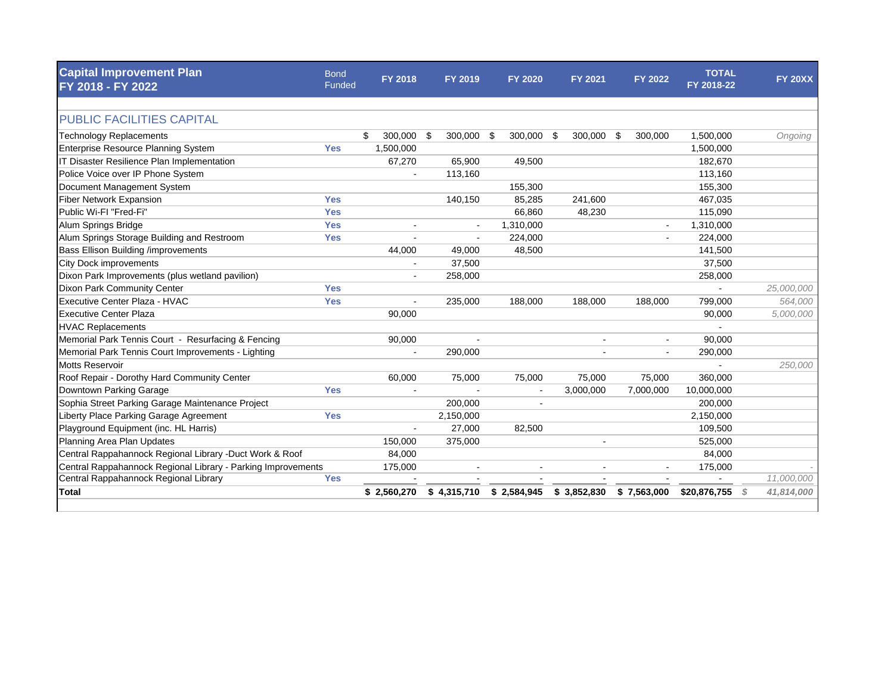| Capital Improvement Plan FY 2018 - FY 2022 | Bond Funded | FY 2018 | FY 2019 | FY 2020 | FY 2021 | FY 2022 | TOTAL FY 2018-22 | FY 20XX |
|---|---|---|---|---|---|---|---|---|
| **PUBLIC FACILITIES CAPITAL** | | | | | | | | |
| Technology Replacements | | $ 300,000 | $ 300,000 | $ 300,000 | $ 300,000 | $ 300,000 | 1,500,000 | *Ongoing* |
| Enterprise Resource Planning System | **Yes** | 1,500,000 | | | | | 1,500,000 | |
| IT Disaster Resilience Plan Implementation | | 67,270 | 65,900 | 49,500 | | | 182,670 | |
| Police Voice over IP Phone System | | - | 113,160 | | | | 113,160 | |
| Document Management System | | | | 155,300 | | | 155,300 | |
| Fiber Network Expansion | **Yes** | | 140,150 | 85,285 | 241,600 | | 467,035 | |
| Public Wi-FI "Fred-Fi" | **Yes** | | | 66,860 | 48,230 | | 115,090 | |
| Alum Springs Bridge | **Yes** | - | - | 1,310,000 | | - | 1,310,000 | |
| Alum Springs Storage Building and Restroom | **Yes** | - | - | 224,000 | | - | 224,000 | |
| Bass Ellison Building /improvements | | 44,000 | 49,000 | 48,500 | | | 141,500 | |
| City Dock improvements | | - | 37,500 | | | | 37,500 | |
| Dixon Park Improvements (plus wetland pavilion) | | - | 258,000 | | | | 258,000 | |
| Dixon Park Community Center | **Yes** | | | | | | - | *25,000,000* |
| Executive Center Plaza - HVAC | **Yes** | - | 235,000 | 188,000 | 188,000 | 188,000 | 799,000 | *564,000* |
| Executive Center Plaza | | 90,000 | | | | | 90,000 | *5,000,000* |
| HVAC Replacements | | | | | | | - | |
| Memorial Park Tennis Court - Resurfacing & Fencing | | 90,000 | - | | - | - | 90,000 | |
| Memorial Park Tennis Court Improvements - Lighting | | - | 290,000 | | - | - | 290,000 | |
| Motts Reservoir | | | | | | | - | *250,000* |
| Roof Repair - Dorothy Hard Community Center | | 60,000 | 75,000 | 75,000 | 75,000 | 75,000 | 360,000 | |
| Downtown Parking Garage | **Yes** | - | - | - | 3,000,000 | 7,000,000 | 10,000,000 | |
| Sophia Street Parking Garage Maintenance Project | | | 200,000 | - | | | 200,000 | |
| Liberty Place Parking Garage Agreement | **Yes** | | 2,150,000 | | | | 2,150,000 | |
| Playground Equipment (inc. HL Harris) | | - | 27,000 | 82,500 | | | 109,500 | |
| Planning Area Plan Updates | | 150,000 | 375,000 | | - | | 525,000 | |
| Central Rappahannock Regional Library -Duct Work & Roof | | 84,000 | | | | | 84,000 | |
| Central Rappahannock Regional Library - Parking Improvements | | 175,000 | - | - | - | - | 175,000 | - |
| Central Rappahannock Regional Library | **Yes** | - | - | - | - | - | - | *11,000,000* |
| **Total** | | **$ 2,560,270** | **$ 4,315,710** | **$ 2,584,945** | **$ 3,852,830** | **$ 7,563,000** | **$20,876,755** | *$ 41,814,000* |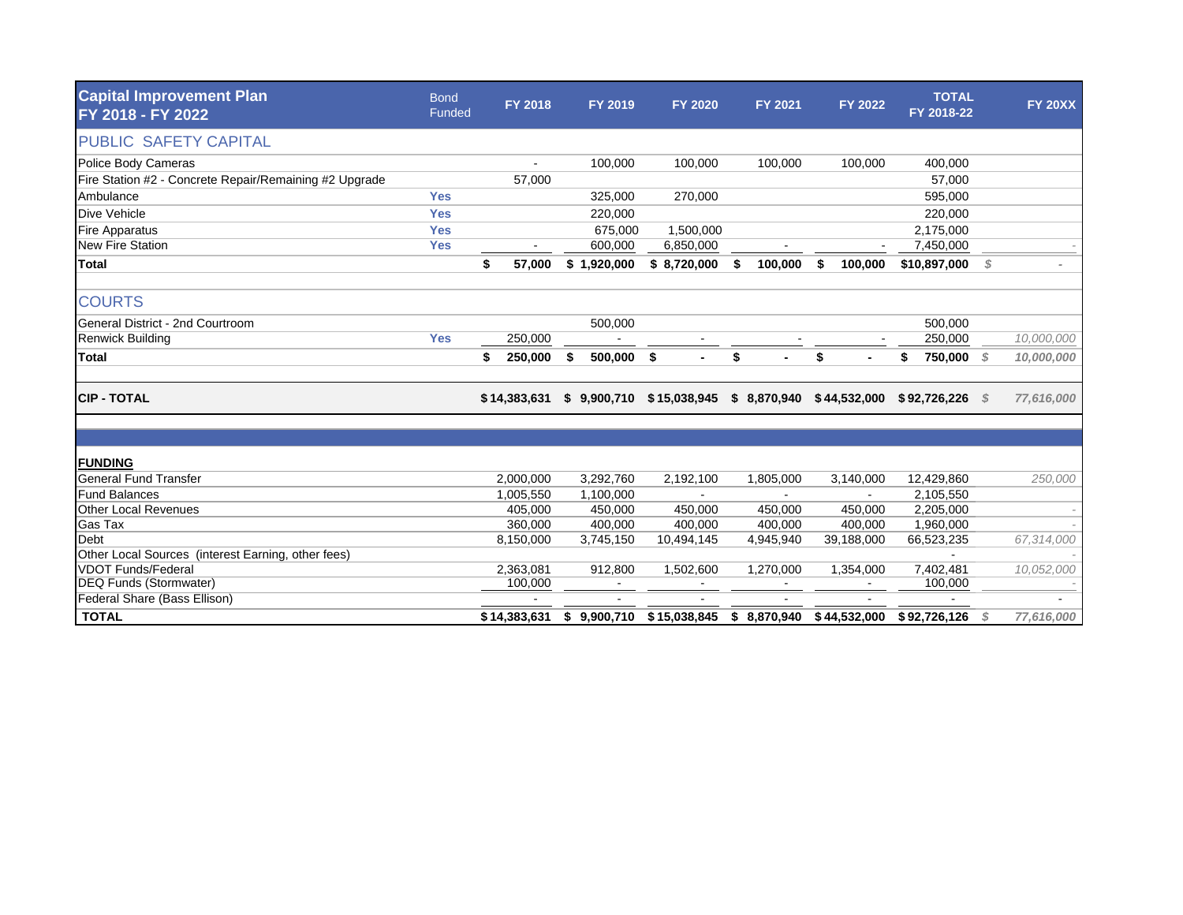| Capital Improvement Plan FY 2018 - FY 2022 | Bond Funded | FY 2018 | FY 2019 | FY 2020 | FY 2021 | FY 2022 | TOTAL FY 2018-22 | FY 20XX |
|---|---|---|---|---|---|---|---|---|
| PUBLIC SAFETY CAPITAL | | | | | | | | |
| Police Body Cameras | | - | 100,000 | 100,000 | 100,000 | 100,000 | 400,000 | |
| Fire Station #2 - Concrete Repair/Remaining #2 Upgrade | | 57,000 | | | | | 57,000 | |
| Ambulance | Yes | | 325,000 | 270,000 | | | 595,000 | |
| Dive Vehicle | Yes | | 220,000 | | | | 220,000 | |
| Fire Apparatus | Yes | | 675,000 | 1,500,000 | | | 2,175,000 | |
| New Fire Station | Yes | - | 600,000 | 6,850,000 | - | - | 7,450,000 | - |
| **Total** | | **$ 57,000** | **$ 1,920,000** | **$ 8,720,000** | **$ 100,000** | **$ 100,000** | **$10,897,000** | *$ -* |
| COURTS | | | | | | | | |
| General District - 2nd Courtroom | | | 500,000 | | | | 500,000 | |
| Renwick Building | Yes | 250,000 | - | - | - | - | 250,000 | *10,000,000* |
| **Total** | | **$ 250,000** | **$ 500,000** | **$ -** | **$ -** | **$ -** | **$ 750,000** | ***$ 10,000,000*** |
| **CIP - TOTAL** | | **$14,383,631** | **$ 9,900,710** | **$15,038,945** | **$ 8,870,940** | **$44,532,000** | **$92,726,226** | ***$ 77,616,000*** |
| **FUNDING** | | | | | | | | |
| General Fund Transfer | | 2,000,000 | 3,292,760 | 2,192,100 | 1,805,000 | 3,140,000 | 12,429,860 | *250,000* |
| Fund Balances | | 1,005,550 | 1,100,000 | - | - | - | 2,105,550 | |
| Other Local Revenues | | 405,000 | 450,000 | 450,000 | 450,000 | 450,000 | 2,205,000 | - |
| Gas Tax | | 360,000 | 400,000 | 400,000 | 400,000 | 400,000 | 1,960,000 | - |
| Debt | | 8,150,000 | 3,745,150 | 10,494,145 | 4,945,940 | 39,188,000 | 66,523,235 | *67,314,000* |
| Other Local Sources (interest Earning, other fees) | | | | | | | - | - |
| VDOT Funds/Federal | | 2,363,081 | 912,800 | 1,502,600 | 1,270,000 | 1,354,000 | 7,402,481 | *10,052,000* |
| DEQ Funds (Stormwater) | | 100,000 | - | - | - | - | 100,000 | - |
| Federal Share (Bass Ellison) | | - | - | - | - | - | - | - |
| **TOTAL** | | **$14,383,631** | **$ 9,900,710** | **$15,038,845** | **$ 8,870,940** | **$44,532,000** | **$92,726,126** | ***$ 77,616,000*** |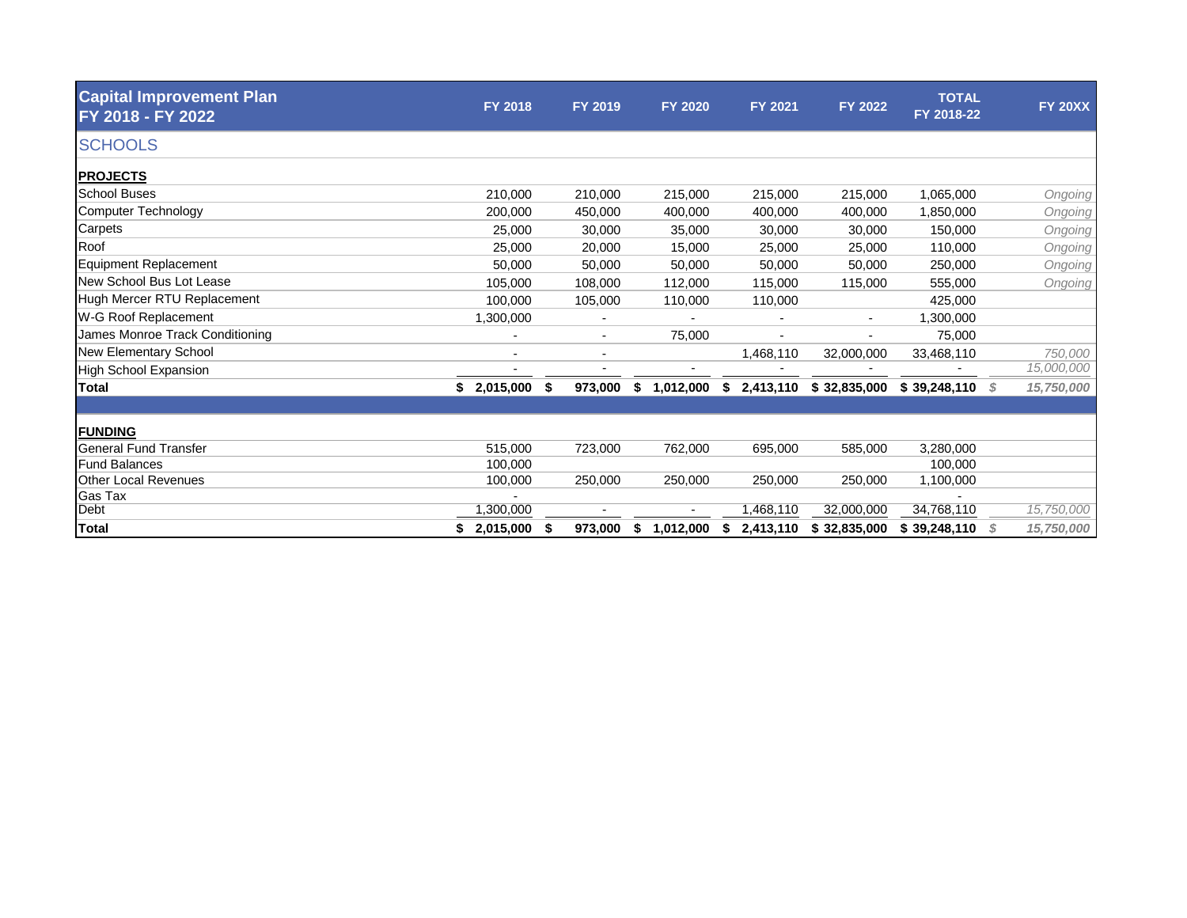# Capital Improvement Plan FY 2018 - FY 2022

## SCHOOLS

| | FY 2018 | FY 2019 | FY 2020 | FY 2021 | FY 2022 | TOTAL FY 2018-22 | FY 20XX |
|---|---|---|---|---|---|---|---|
| **PROJECTS** | | | | | | | |
| School Buses | 210,000 | 210,000 | 215,000 | 215,000 | 215,000 | 1,065,000 | *Ongoing* |
| Computer Technology | 200,000 | 450,000 | 400,000 | 400,000 | 400,000 | 1,850,000 | *Ongoing* |
| Carpets | 25,000 | 30,000 | 35,000 | 30,000 | 30,000 | 150,000 | *Ongoing* |
| Roof | 25,000 | 20,000 | 15,000 | 25,000 | 25,000 | 110,000 | *Ongoing* |
| Equipment Replacement | 50,000 | 50,000 | 50,000 | 50,000 | 50,000 | 250,000 | *Ongoing* |
| New School Bus Lot Lease | 105,000 | 108,000 | 112,000 | 115,000 | 115,000 | 555,000 | *Ongoing* |
| Hugh Mercer RTU Replacement | 100,000 | 105,000 | 110,000 | 110,000 | | 425,000 | |
| W-G Roof Replacement | 1,300,000 | - | - | - | - | 1,300,000 | |
| James Monroe Track Conditioning | - | - | 75,000 | - | - | 75,000 | |
| New Elementary School | - | - | | 1,468,110 | 32,000,000 | 33,468,110 | *750,000* |
| High School Expansion | - | - | - | - | - | - | *15,000,000* |
| **Total** | **$ 2,015,000** | **$ 973,000** | **$ 1,012,000** | **$ 2,413,110** | **$ 32,835,000** | **$ 39,248,110** | ***$ 15,750,000*** |
| **FUNDING** | | | | | | | |
| General Fund Transfer | 515,000 | 723,000 | 762,000 | 695,000 | 585,000 | 3,280,000 | |
| Fund Balances | 100,000 | | | | | 100,000 | |
| Other Local Revenues | 100,000 | 250,000 | 250,000 | 250,000 | 250,000 | 1,100,000 | |
| Gas Tax | - | | | | | - | |
| Debt | 1,300,000 | - | - | 1,468,110 | 32,000,000 | 34,768,110 | *15,750,000* |
| **Total** | **$ 2,015,000** | **$ 973,000** | **$ 1,012,000** | **$ 2,413,110** | **$ 32,835,000** | **$ 39,248,110** | ***$ 15,750,000*** |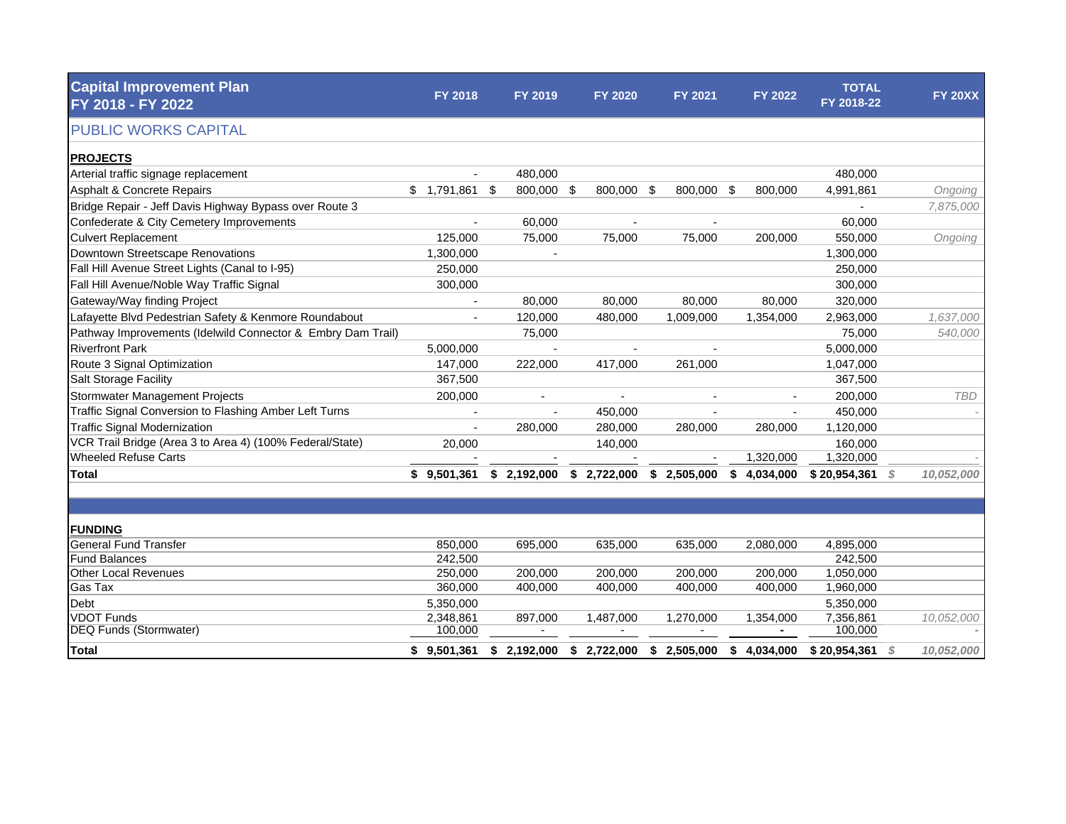| Capital Improvement Plan FY 2018 - FY 2022 | FY 2018 | FY 2019 | FY 2020 | FY 2021 | FY 2022 | TOTAL FY 2018-22 | FY 20XX |
|---|---|---|---|---|---|---|---|
| **PUBLIC WORKS CAPITAL** | | | | | | | |
| **PROJECTS** | | | | | | | |
| Arterial traffic signage replacement | - | 480,000 | | | | 480,000 | |
| Asphalt & Concrete Repairs | $ 1,791,861 | $ 800,000 | $ 800,000 | $ 800,000 | $ 800,000 | 4,991,861 | *Ongoing* |
| Bridge Repair - Jeff Davis Highway Bypass over Route 3 | | | | | | - | *7,875,000* |
| Confederate & City Cemetery Improvements | - | 60,000 | - | - | | 60,000 | |
| Culvert Replacement | 125,000 | 75,000 | 75,000 | 75,000 | 200,000 | 550,000 | *Ongoing* |
| Downtown Streetscape Renovations | 1,300,000 | - | | | | 1,300,000 | |
| Fall Hill Avenue Street Lights (Canal to I-95) | 250,000 | | | | | 250,000 | |
| Fall Hill Avenue/Noble Way Traffic Signal | 300,000 | | | | | 300,000 | |
| Gateway/Way finding Project | - | 80,000 | 80,000 | 80,000 | 80,000 | 320,000 | |
| Lafayette Blvd Pedestrian Safety & Kenmore Roundabout | - | 120,000 | 480,000 | 1,009,000 | 1,354,000 | 2,963,000 | *1,637,000* |
| Pathway Improvements (Idelwild Connector & Embry Dam Trail) | | 75,000 | | | | 75,000 | *540,000* |
| Riverfront Park | 5,000,000 | - | - | - | | 5,000,000 | |
| Route 3 Signal Optimization | 147,000 | 222,000 | 417,000 | 261,000 | | 1,047,000 | |
| Salt Storage Facility | 367,500 | | | | | 367,500 | |
| Stormwater Management Projects | 200,000 | - | - | - | - | 200,000 | *TBD* |
| Traffic Signal Conversion to Flashing Amber Left Turns | - | - | 450,000 | - | - | 450,000 | *-* |
| Traffic Signal Modernization | - | 280,000 | 280,000 | 280,000 | 280,000 | 1,120,000 | |
| VCR Trail Bridge (Area 3 to Area 4) (100% Federal/State) | 20,000 | | 140,000 | | | 160,000 | |
| Wheeled Refuse Carts | - | - | - | - | 1,320,000 | 1,320,000 | *-* |
| **Total** | **$ 9,501,361** | **$ 2,192,000** | **$ 2,722,000** | **$ 2,505,000** | **$ 4,034,000** | **$ 20,954,361** | ***$ 10,052,000*** |
| **FUNDING** | | | | | | | |
| General Fund Transfer | 850,000 | 695,000 | 635,000 | 635,000 | 2,080,000 | 4,895,000 | |
| Fund Balances | 242,500 | | | | | 242,500 | |
| Other Local Revenues | 250,000 | 200,000 | 200,000 | 200,000 | 200,000 | 1,050,000 | |
| Gas Tax | 360,000 | 400,000 | 400,000 | 400,000 | 400,000 | 1,960,000 | |
| Debt | 5,350,000 | | | | | 5,350,000 | |
| VDOT Funds | 2,348,861 | 897,000 | 1,487,000 | 1,270,000 | 1,354,000 | 7,356,861 | *10,052,000* |
| DEQ Funds (Stormwater) | 100,000 | - | - | - | - | 100,000 | *-* |
| **Total** | **$ 9,501,361** | **$ 2,192,000** | **$ 2,722,000** | **$ 2,505,000** | **$ 4,034,000** | **$ 20,954,361** | ***$ 10,052,000*** |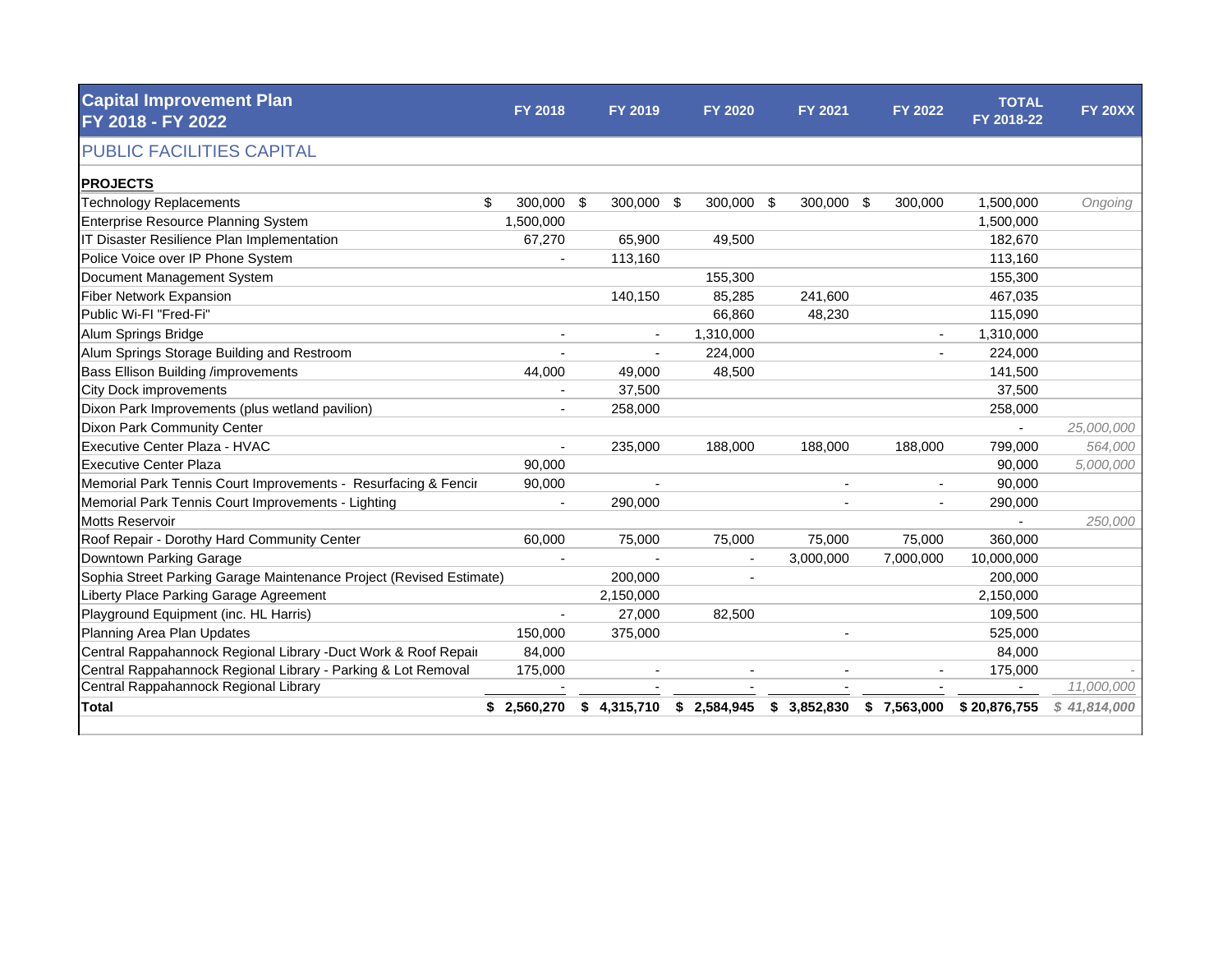| Capital Improvement Plan FY 2018 - FY 2022 | FY 2018 | FY 2019 | FY 2020 | FY 2021 | FY 2022 | TOTAL FY 2018-22 | FY 20XX |
|---|---|---|---|---|---|---|---|
| PUBLIC FACILITIES CAPITAL | | | | | | | |
| **PROJECTS** | | | | | | | |
| Technology Replacements | $ 300,000 | $ 300,000 | $ 300,000 | $ 300,000 | $ 300,000 | 1,500,000 | *Ongoing* |
| Enterprise Resource Planning System | 1,500,000 | | | | | 1,500,000 | |
| IT Disaster Resilience Plan Implementation | 67,270 | 65,900 | 49,500 | | | 182,670 | |
| Police Voice over IP Phone System | - | 113,160 | | | | 113,160 | |
| Document Management System | | | 155,300 | | | 155,300 | |
| Fiber Network Expansion | | 140,150 | 85,285 | 241,600 | | 467,035 | |
| Public Wi-FI "Fred-Fi" | | | 66,860 | 48,230 | | 115,090 | |
| Alum Springs Bridge | - | - | 1,310,000 | | - | 1,310,000 | |
| Alum Springs Storage Building and Restroom | - | - | 224,000 | | - | 224,000 | |
| Bass Ellison Building /improvements | 44,000 | 49,000 | 48,500 | | | 141,500 | |
| City Dock improvements | - | 37,500 | | | | 37,500 | |
| Dixon Park Improvements (plus wetland pavilion) | - | 258,000 | | | | 258,000 | |
| Dixon Park Community Center | | | | | | - | *25,000,000* |
| Executive Center Plaza - HVAC | - | 235,000 | 188,000 | 188,000 | 188,000 | 799,000 | *564,000* |
| Executive Center Plaza | 90,000 | | | | | 90,000 | *5,000,000* |
| Memorial Park Tennis Court Improvements - Resurfacing & Fencir | 90,000 | - | | - | - | 90,000 | |
| Memorial Park Tennis Court Improvements - Lighting | - | 290,000 | | - | - | 290,000 | |
| Motts Reservoir | | | | | | - | *250,000* |
| Roof Repair - Dorothy Hard Community Center | 60,000 | 75,000 | 75,000 | 75,000 | 75,000 | 360,000 | |
| Downtown Parking Garage | - | - | - | 3,000,000 | 7,000,000 | 10,000,000 | |
| Sophia Street Parking Garage Maintenance Project (Revised Estimate) | | 200,000 | - | | | 200,000 | |
| Liberty Place Parking Garage Agreement | | 2,150,000 | | | | 2,150,000 | |
| Playground Equipment (inc. HL Harris) | - | 27,000 | 82,500 | | | 109,500 | |
| Planning Area Plan Updates | 150,000 | 375,000 | | - | | 525,000 | |
| Central Rappahannock Regional Library -Duct Work & Roof Repai | 84,000 | | | | | 84,000 | |
| Central Rappahannock Regional Library - Parking & Lot Removal | 175,000 | - | - | - | - | 175,000 | - |
| Central Rappahannock Regional Library | - | - | - | - | - | - | *11,000,000* |
| **Total** | **$ 2,560,270** | **$ 4,315,710** | **$ 2,584,945** | **$ 3,852,830** | **$ 7,563,000** | **$ 20,876,755** | ***$ 41,814,000*** |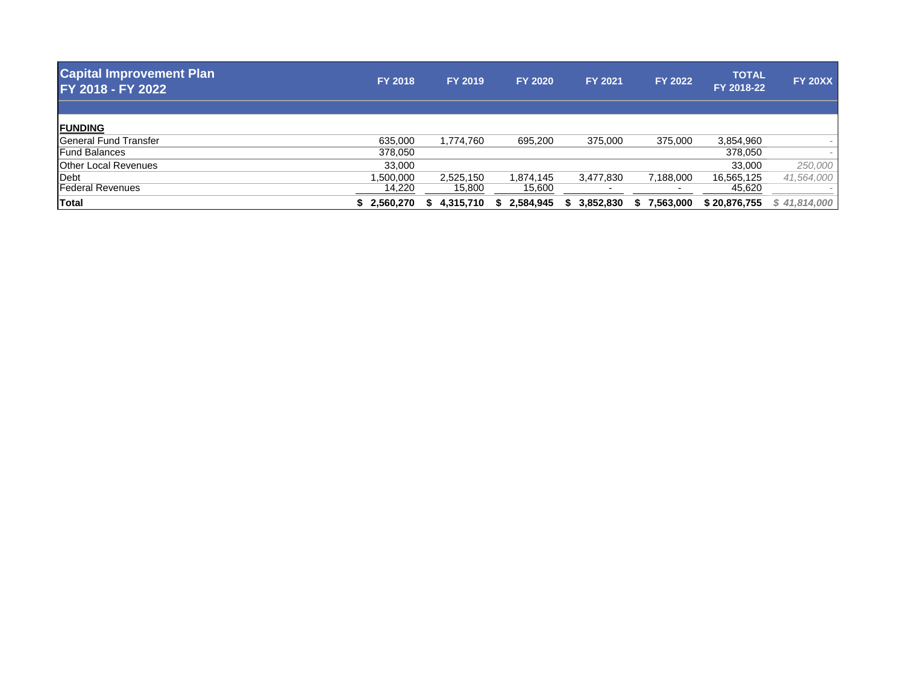| Capital Improvement Plan FY 2018 - FY 2022 | FY 2018 | FY 2019 | FY 2020 | FY 2021 | FY 2022 | TOTAL FY 2018-22 | FY 20XX |
|---|---|---|---|---|---|---|---|
| **FUNDING** | | | | | | | |
| General Fund Transfer | 635,000 | 1,774,760 | 695,200 | 375,000 | 375,000 | 3,854,960 | - |
| Fund Balances | 378,050 | | | | | 378,050 | - |
| Other Local Revenues | 33,000 | | | | | 33,000 | *250,000* |
| Debt | 1,500,000 | 2,525,150 | 1,874,145 | 3,477,830 | 7,188,000 | 16,565,125 | *41,564,000* |
| Federal Revenues | 14,220 | 15,800 | 15,600 | - | - | 45,620 | - |
| **Total** | **$ 2,560,270** | **$ 4,315,710** | **$ 2,584,945** | **$ 3,852,830** | **$ 7,563,000** | **$ 20,876,755** | ***$ 41,814,000*** |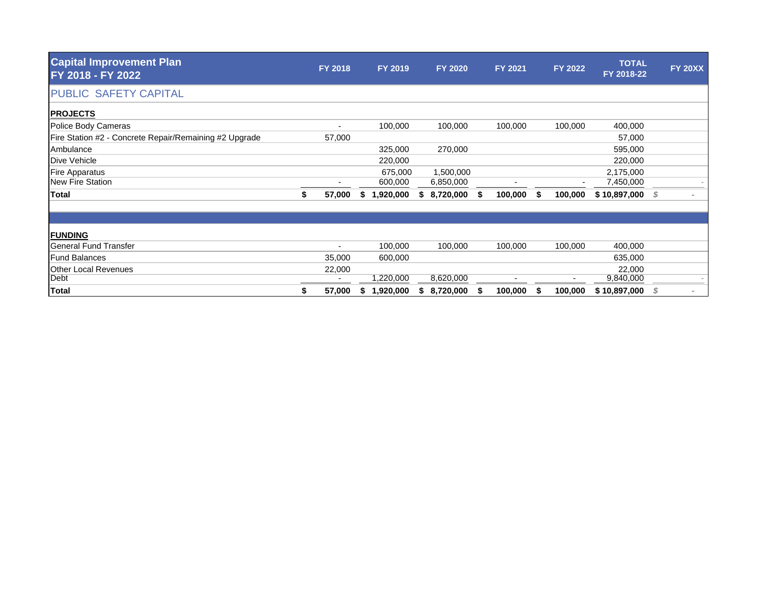# Capital Improvement Plan FY 2018 - FY 2022

## PUBLIC SAFETY CAPITAL

| | FY 2018 | FY 2019 | FY 2020 | FY 2021 | FY 2022 | TOTAL FY 2018-22 | FY 20XX |
|---|---|---|---|---|---|---|---|
| **PROJECTS** | | | | | | | |
| Police Body Cameras | - | 100,000 | 100,000 | 100,000 | 100,000 | 400,000 | |
| Fire Station #2 - Concrete Repair/Remaining #2 Upgrade | 57,000 | | | | | 57,000 | |
| Ambulance | | 325,000 | 270,000 | | | 595,000 | |
| Dive Vehicle | | 220,000 | | | | 220,000 | |
| Fire Apparatus | | 675,000 | 1,500,000 | | | 2,175,000 | |
| New Fire Station | - | 600,000 | 6,850,000 | - | - | 7,450,000 | - |
| **Total** | **$ 57,000** | **$ 1,920,000** | **$ 8,720,000** | **$ 100,000** | **$ 100,000** | **$ 10,897,000** | $ - |
| **FUNDING** | | | | | | | |
| General Fund Transfer | - | 100,000 | 100,000 | 100,000 | 100,000 | 400,000 | |
| Fund Balances | 35,000 | 600,000 | | | | 635,000 | |
| Other Local Revenues | 22,000 | | | | | 22,000 | |
| Debt | - | 1,220,000 | 8,620,000 | - | - | 9,840,000 | - |
| **Total** | **$ 57,000** | **$ 1,920,000** | **$ 8,720,000** | **$ 100,000** | **$ 100,000** | **$ 10,897,000** | $ - |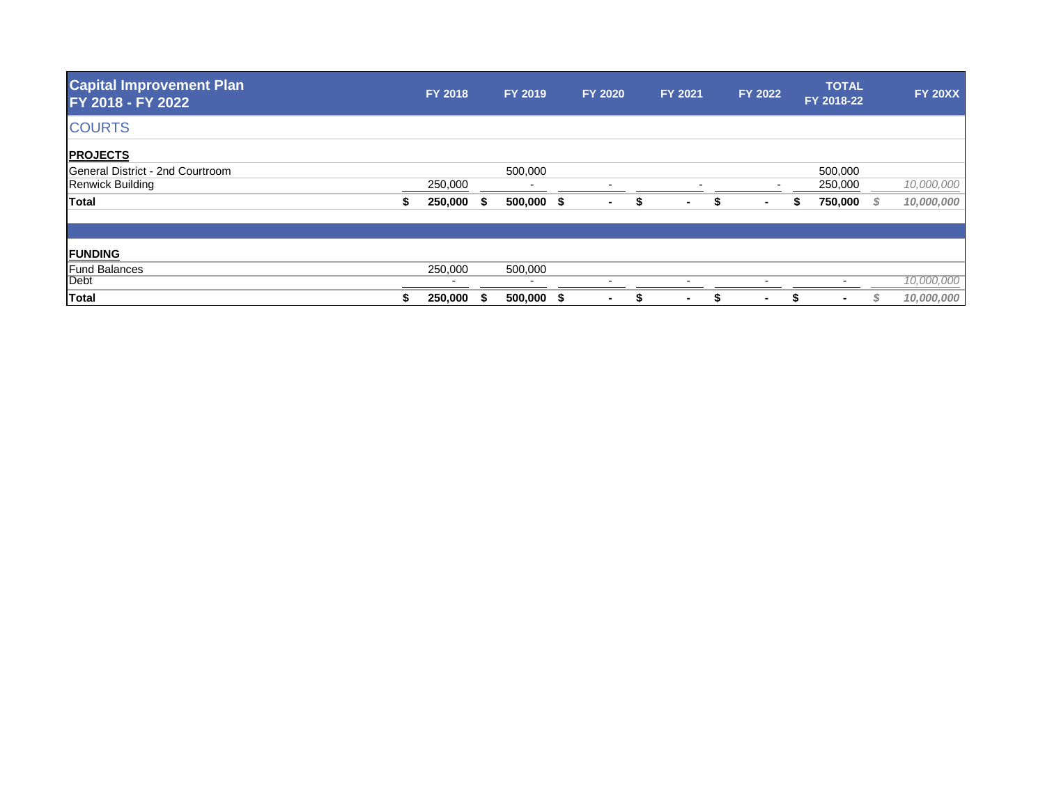| Capital Improvement Plan FY 2018 - FY 2022 | FY 2018 | FY 2019 | FY 2020 | FY 2021 | FY 2022 | TOTAL FY 2018-22 | FY 20XX |
|---|---|---|---|---|---|---|---|
| COURTS | | | | | | | |
| **PROJECTS** | | | | | | | |
| General District - 2nd Courtroom | | 500,000 | | | | 500,000 | |
| Renwick Building | 250,000 | - | - | - | - | 250,000 | *10,000,000* |
| **Total** | **$ 250,000** | **$ 500,000** | **$ -** | **$ -** | **$ -** | **$ 750,000** | ***$ 10,000,000*** |
| | | | | | | | |
| **FUNDING** | | | | | | | |
| Fund Balances | 250,000 | 500,000 | | | | | |
| Debt | - | - | - | - | - | - | *10,000,000* |
| **Total** | **$ 250,000** | **$ 500,000** | **$ -** | **$ -** | **$ -** | **$ -** | ***$ 10,000,000*** |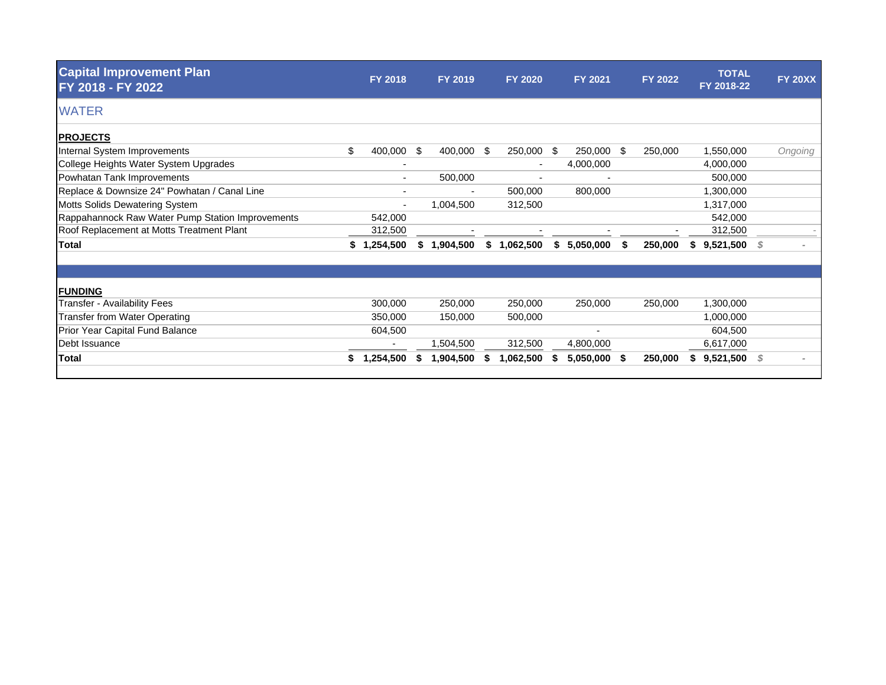# Capital Improvement Plan FY 2018 - FY 2022

## WATER

| | FY 2018 | FY 2019 | FY 2020 | FY 2021 | FY 2022 | TOTAL FY 2018-22 | FY 20XX |
|---|---|---|---|---|---|---|---|
| **PROJECTS** | | | | | | | |
| Internal System Improvements | $ 400,000 | $ 400,000 | $ 250,000 | $ 250,000 | $ 250,000 | 1,550,000 | *Ongoing* |
| College Heights Water System Upgrades | - | | - | 4,000,000 | | 4,000,000 | |
| Powhatan Tank Improvements | - | 500,000 | - | - | | 500,000 | |
| Replace & Downsize 24" Powhatan / Canal Line | - | - | 500,000 | 800,000 | | 1,300,000 | |
| Motts Solids Dewatering System | - | 1,004,500 | 312,500 | | | 1,317,000 | |
| Rappahannock Raw Water Pump Station Improvements | 542,000 | | | | | 542,000 | |
| Roof Replacement at Motts Treatment Plant | 312,500 | - | - | - | - | 312,500 | - |
| **Total** | **$ 1,254,500** | **$ 1,904,500** | **$ 1,062,500** | **$ 5,050,000** | **$ 250,000** | **$ 9,521,500** | $ - |
| **FUNDING** | | | | | | | |
| Transfer - Availability Fees | 300,000 | 250,000 | 250,000 | 250,000 | 250,000 | 1,300,000 | |
| Transfer from Water Operating | 350,000 | 150,000 | 500,000 | | | 1,000,000 | |
| Prior Year Capital Fund Balance | 604,500 | | | - | | 604,500 | |
| Debt Issuance | - | 1,504,500 | 312,500 | 4,800,000 | | 6,617,000 | |
| **Total** | **$ 1,254,500** | **$ 1,904,500** | **$ 1,062,500** | **$ 5,050,000** | **$ 250,000** | **$ 9,521,500** | $ - |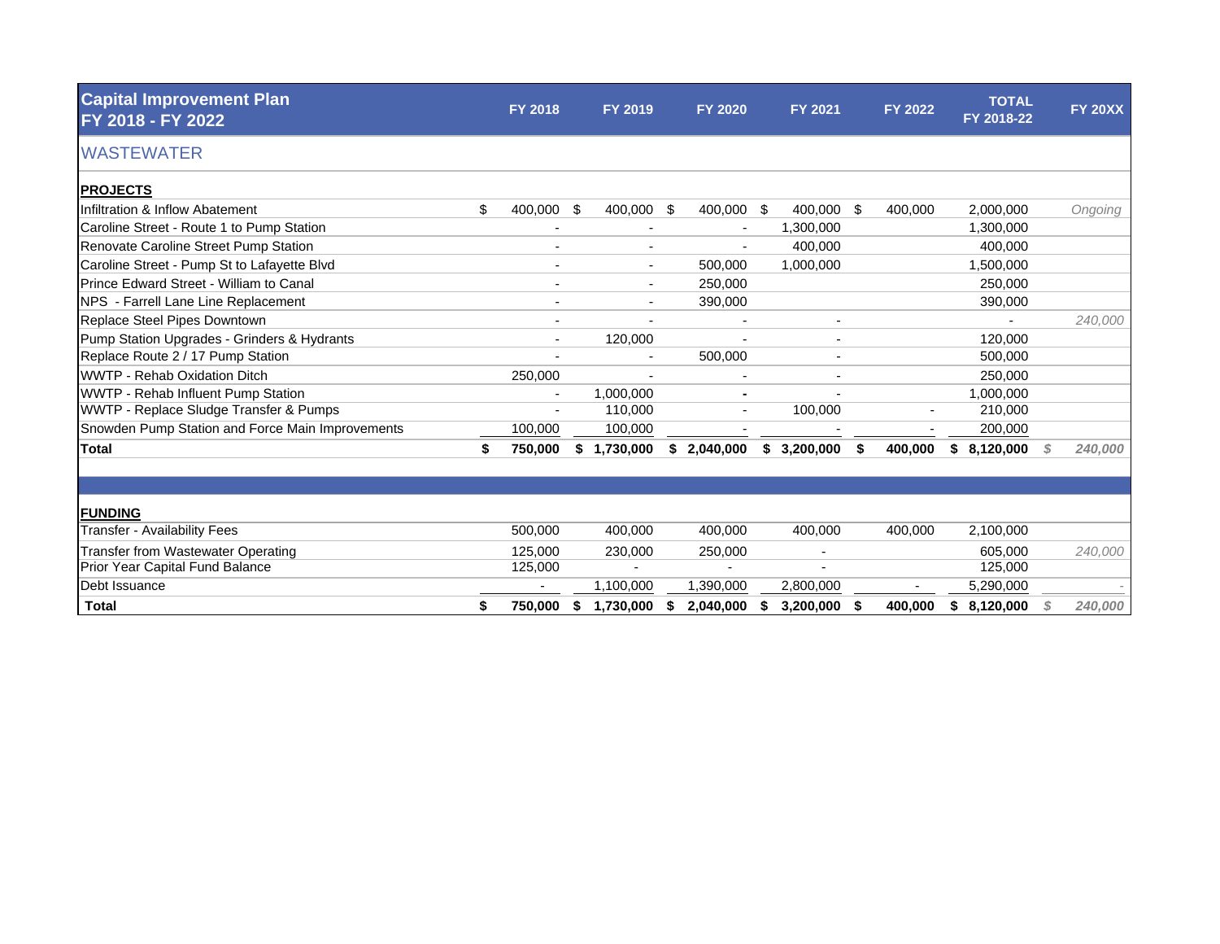# Capital Improvement Plan FY 2018 - FY 2022

## WASTEWATER

| PROJECTS | FY 2018 | FY 2019 | FY 2020 | FY 2021 | FY 2022 | TOTAL FY 2018-22 | FY 20XX |
|---|---|---|---|---|---|---|---|
| Infiltration & Inflow Abatement | $ 400,000 | $ 400,000 | $ 400,000 | $ 400,000 | $ 400,000 | 2,000,000 | *Ongoing* |
| Caroline Street - Route 1 to Pump Station | - | - | - | 1,300,000 | | 1,300,000 | |
| Renovate Caroline Street Pump Station | - | - | - | 400,000 | | 400,000 | |
| Caroline Street - Pump St to Lafayette Blvd | - | - | 500,000 | 1,000,000 | | 1,500,000 | |
| Prince Edward Street - William to Canal | - | - | 250,000 | | | 250,000 | |
| NPS - Farrell Lane Line Replacement | - | - | 390,000 | | | 390,000 | |
| Replace Steel Pipes Downtown | - | - | - | - | | - | *240,000* |
| Pump Station Upgrades - Grinders & Hydrants | - | 120,000 | - | - | | 120,000 | |
| Replace Route 2 / 17 Pump Station | - | - | 500,000 | - | | 500,000 | |
| WWTP - Rehab Oxidation Ditch | 250,000 | - | - | - | | 250,000 | |
| WWTP - Rehab Influent Pump Station | - | 1,000,000 | - | - | | 1,000,000 | |
| WWTP - Replace Sludge Transfer & Pumps | - | 110,000 | - | 100,000 | - | 210,000 | |
| Snowden Pump Station and Force Main Improvements | 100,000 | 100,000 | - | - | - | 200,000 | |
| **Total** | **$ 750,000** | **$ 1,730,000** | **$ 2,040,000** | **$ 3,200,000** | **$ 400,000** | **$ 8,120,000** | ***$ 240,000*** |

| FUNDING | FY 2018 | FY 2019 | FY 2020 | FY 2021 | FY 2022 | TOTAL FY 2018-22 | FY 20XX |
|---|---|---|---|---|---|---|---|
| Transfer - Availability Fees | 500,000 | 400,000 | 400,000 | 400,000 | 400,000 | 2,100,000 | |
| Transfer from Wastewater Operating | 125,000 | 230,000 | 250,000 | - | | 605,000 | *240,000* |
| Prior Year Capital Fund Balance | 125,000 | - | - | - | | 125,000 | |
| Debt Issuance | - | 1,100,000 | 1,390,000 | 2,800,000 | - | 5,290,000 | *-* |
| **Total** | **$ 750,000** | **$ 1,730,000** | **$ 2,040,000** | **$ 3,200,000** | **$ 400,000** | **$ 8,120,000** | ***$ 240,000*** |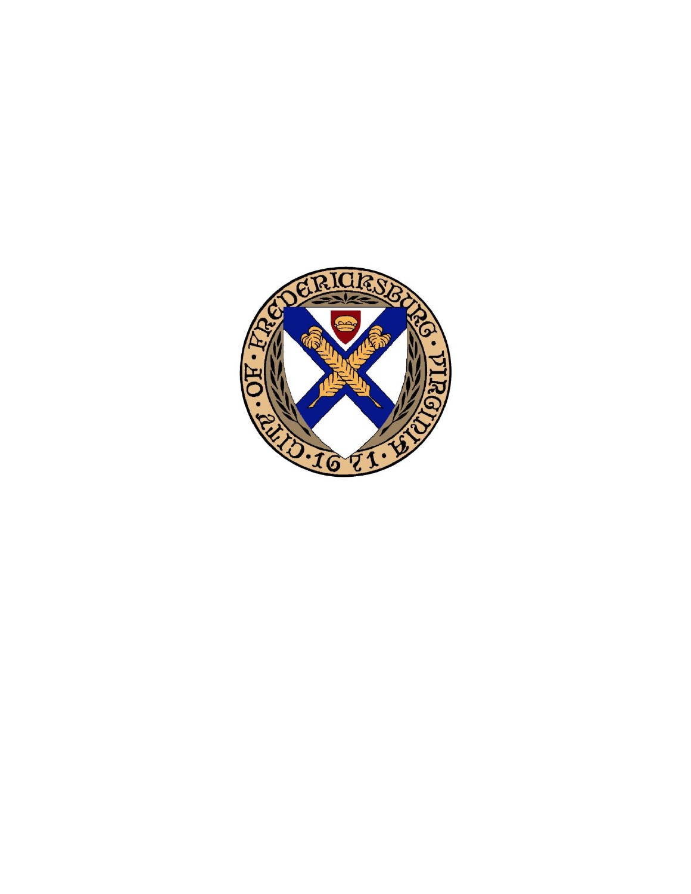CITY · OF · FREDERICKSBURG · VIRGINIA · 1671